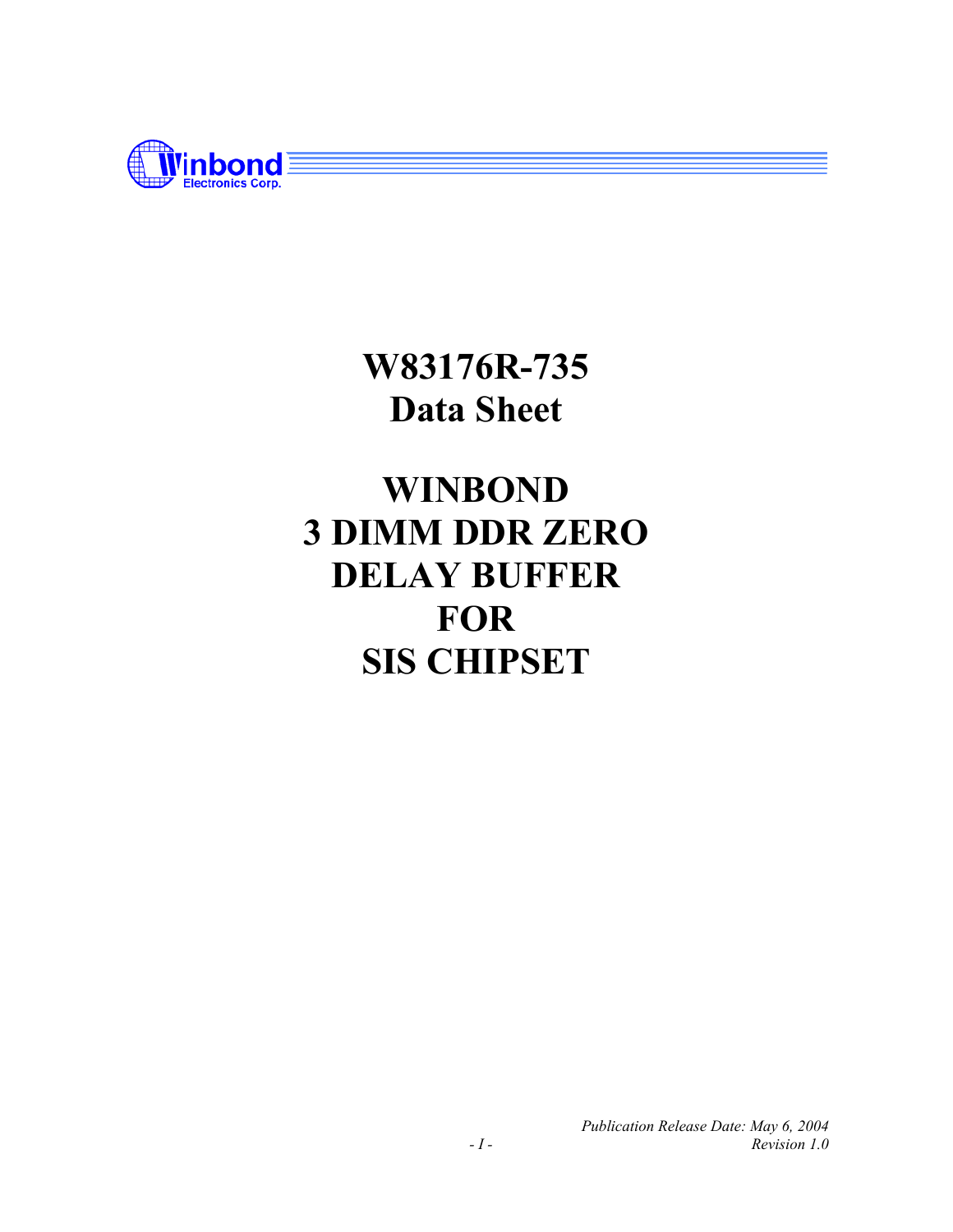# W83176R-735
# Data Sheet

# WINBOND
# 3 DIMM DDR ZERO DELAY BUFFER
# FOR
# SIS CHIPSET

*Publication Release Date: May 6, 2004*
*Revision 1.0*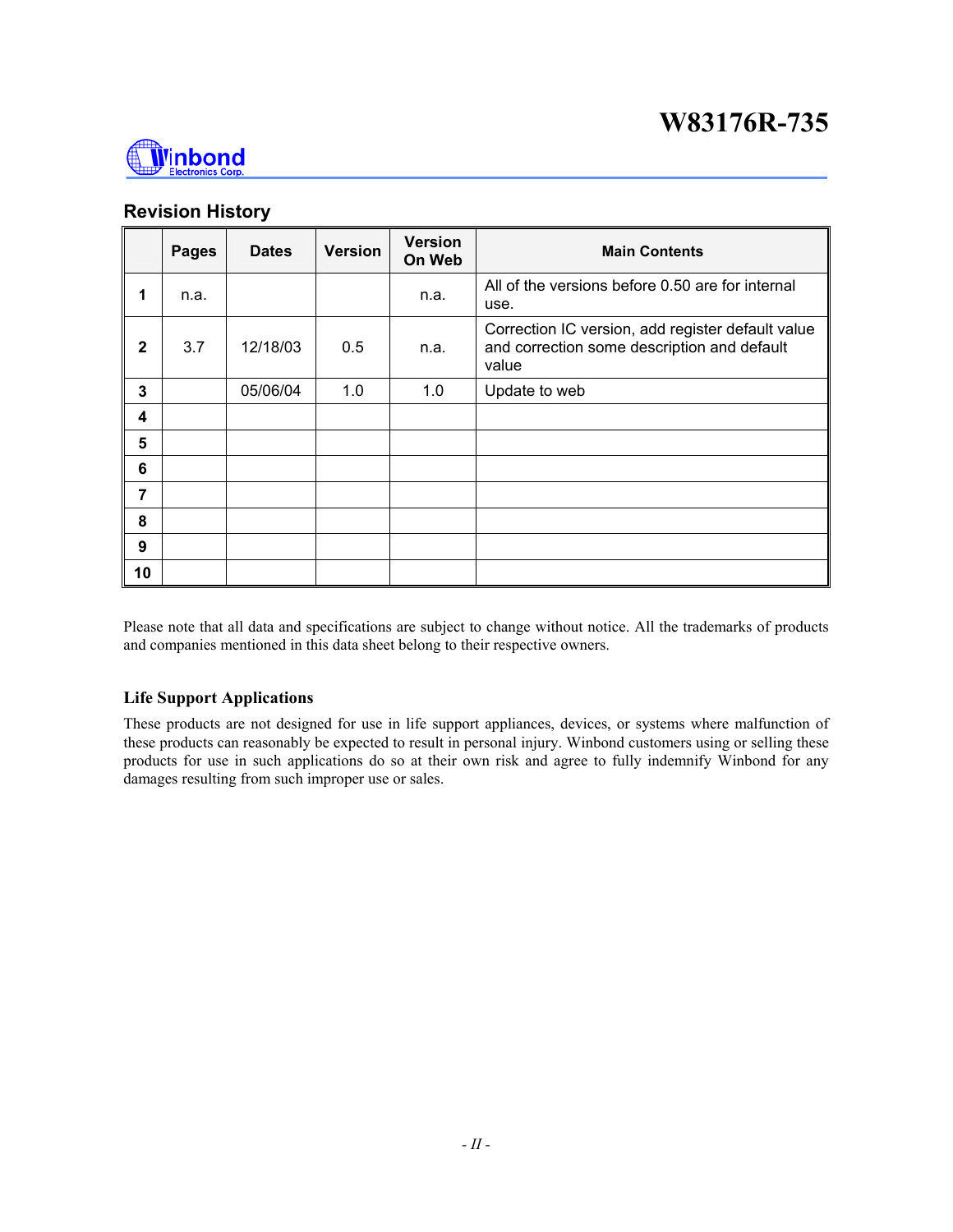## Revision History

| | Pages | Dates | Version | Version On Web | Main Contents |
|---|---|---|---|---|---|
| 1 | n.a. | | | n.a. | All of the versions before 0.50 are for internal use. |
| 2 | 3.7 | 12/18/03 | 0.5 | n.a. | Correction IC version, add register default value and correction some description and default value |
| 3 | | 05/06/04 | 1.0 | 1.0 | Update to web |
| 4 | | | | | |
| 5 | | | | | |
| 6 | | | | | |
| 7 | | | | | |
| 8 | | | | | |
| 9 | | | | | |
| 10 | | | | | |

Please note that all data and specifications are subject to change without notice. All the trademarks of products and companies mentioned in this data sheet belong to their respective owners.

### Life Support Applications

These products are not designed for use in life support appliances, devices, or systems where malfunction of these products can reasonably be expected to result in personal injury. Winbond customers using or selling these products for use in such applications do so at their own risk and agree to fully indemnify Winbond for any damages resulting from such improper use or sales.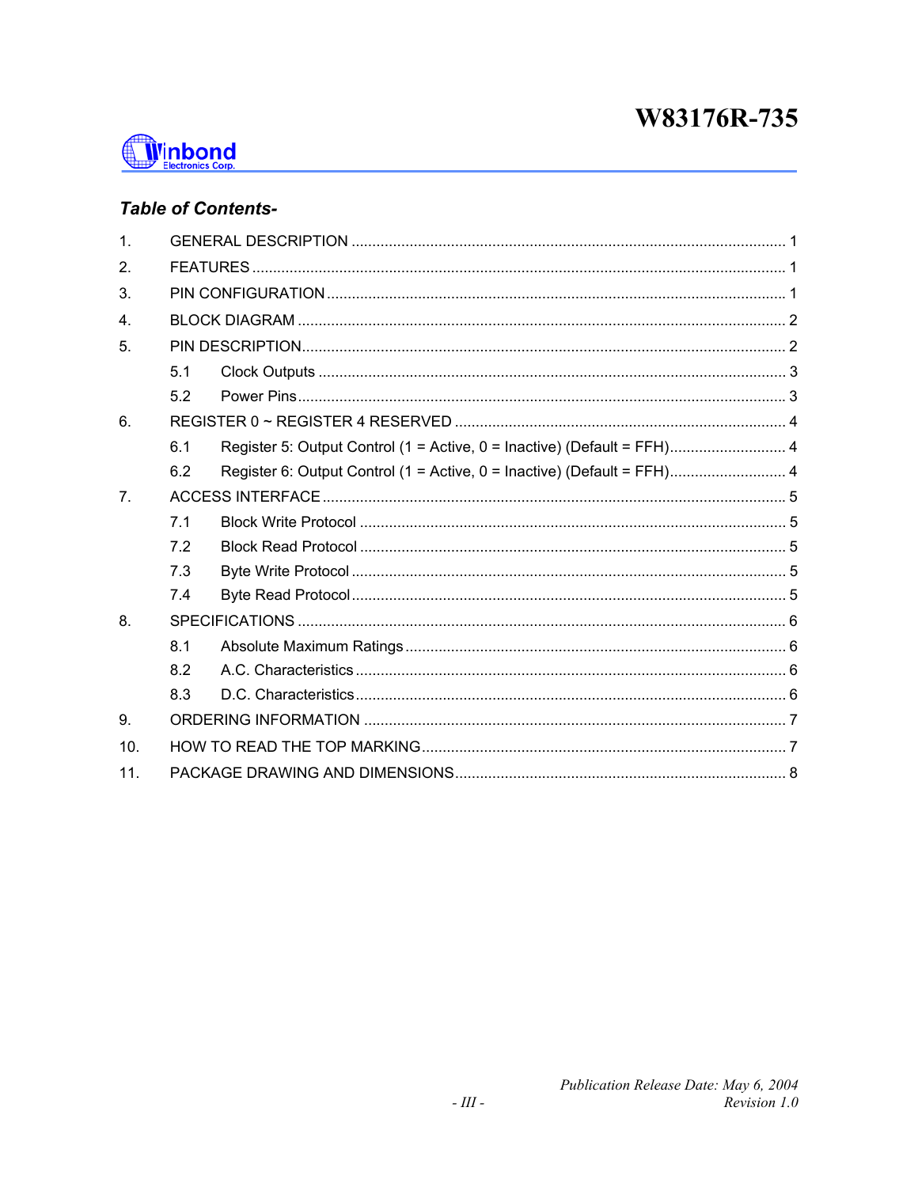## Table of Contents-

1. GENERAL DESCRIPTION ........................................................................................................ 1
2. FEATURES ................................................................................................................................ 1
3. PIN CONFIGURATION .............................................................................................................. 1
4. BLOCK DIAGRAM ..................................................................................................................... 2
5. PIN DESCRIPTION .................................................................................................................... 2
   - 5.1 Clock Outputs ................................................................................................................ 3
   - 5.2 Power Pins ..................................................................................................................... 3
6. REGISTER 0 ~ REGISTER 4 RESERVED ................................................................................ 4
   - 6.1 Register 5: Output Control (1 = Active, 0 = Inactive) (Default = FFH) ............................ 4
   - 6.2 Register 6: Output Control (1 = Active, 0 = Inactive) (Default = FFH) ............................ 4
7. ACCESS INTERFACE ............................................................................................................... 5
   - 7.1 Block Write Protocol ...................................................................................................... 5
   - 7.2 Block Read Protocol ...................................................................................................... 5
   - 7.3 Byte Write Protocol ........................................................................................................ 5
   - 7.4 Byte Read Protocol ........................................................................................................ 5
8. SPECIFICATIONS ..................................................................................................................... 6
   - 8.1 Absolute Maximum Ratings ........................................................................................... 6
   - 8.2 A.C. Characteristics ....................................................................................................... 6
   - 8.3 D.C. Characteristics ....................................................................................................... 6
9. ORDERING INFORMATION ..................................................................................................... 7
10. HOW TO READ THE TOP MARKING ....................................................................................... 7
11. PACKAGE DRAWING AND DIMENSIONS ............................................................................... 8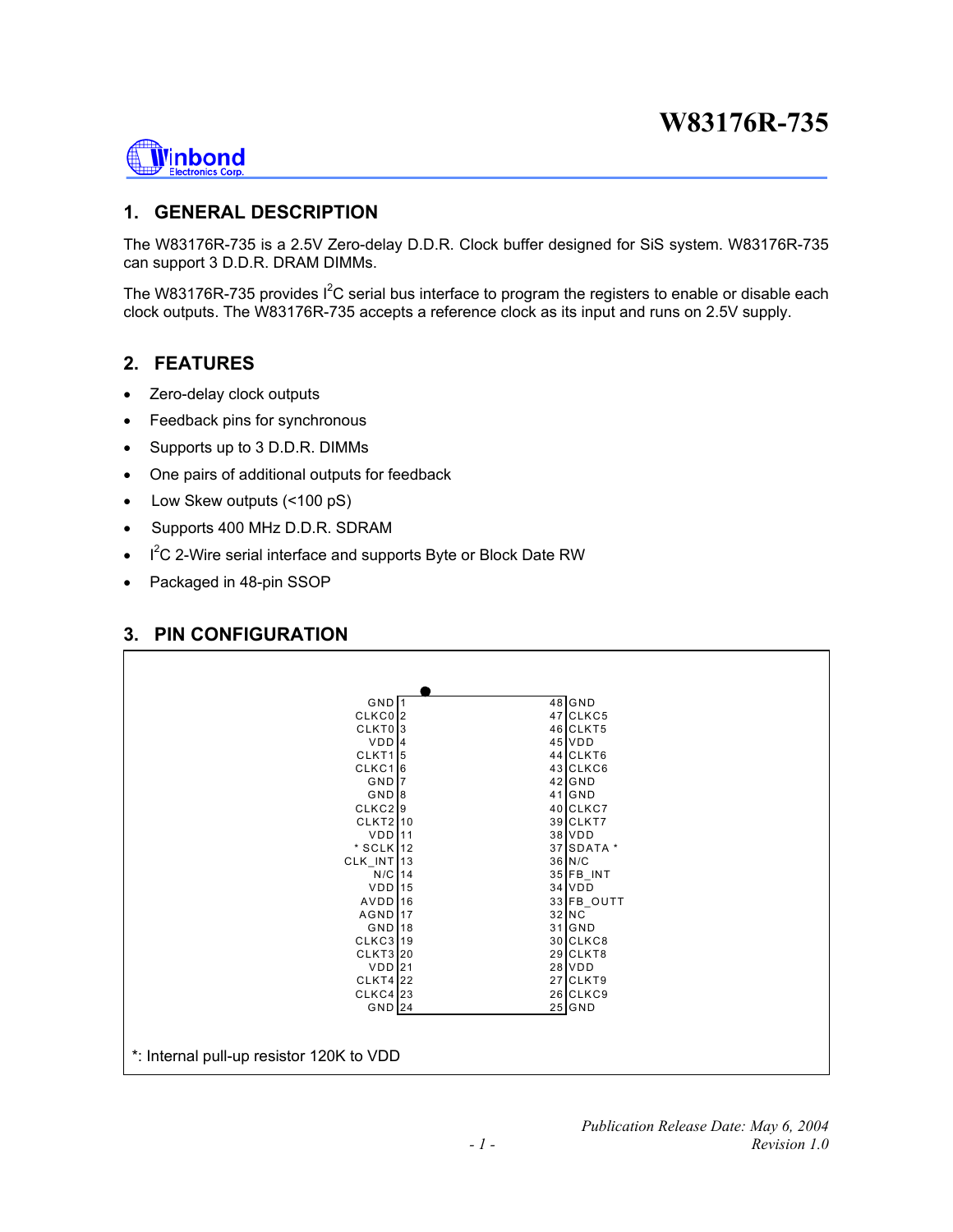# W83176R-735

## 1. GENERAL DESCRIPTION

The W83176R-735 is a 2.5V Zero-delay D.D.R. Clock buffer designed for SiS system. W83176R-735 can support 3 D.D.R. DRAM DIMMs.

The W83176R-735 provides I$^2$C serial bus interface to program the registers to enable or disable each clock outputs. The W83176R-735 accepts a reference clock as its input and runs on 2.5V supply.

## 2. FEATURES

- Zero-delay clock outputs
- Feedback pins for synchronous
- Supports up to 3 D.D.R. DIMMs
- One pairs of additional outputs for feedback
- Low Skew outputs (<100 pS)
- Supports 400 MHz D.D.R. SDRAM
- I$^2$C 2-Wire serial interface and supports Byte or Block Date RW
- Packaged in 48-pin SSOP

## 3. PIN CONFIGURATION

| Pin Name | Pin | Pin | Pin Name |
|---|---|---|---|
| GND | 1 | 48 | GND |
| CLKC0 | 2 | 47 | CLKC5 |
| CLKT0 | 3 | 46 | CLKT5 |
| VDD | 4 | 45 | VDD |
| CLKT1 | 5 | 44 | CLKT6 |
| CLKC1 | 6 | 43 | CLKC6 |
| GND | 7 | 42 | GND |
| GND | 8 | 41 | GND |
| CLKC2 | 9 | 40 | CLKC7 |
| CLKT2 | 10 | 39 | CLKT7 |
| VDD | 11 | 38 | VDD |
| * SCLK | 12 | 37 | SDATA * |
| CLK_INT | 13 | 36 | N/C |
| N/C | 14 | 35 | FB_INT |
| VDD | 15 | 34 | VDD |
| AVDD | 16 | 33 | FB_OUTT |
| AGND | 17 | 32 | NC |
| GND | 18 | 31 | GND |
| CLKC3 | 19 | 30 | CLKC8 |
| CLKT3 | 20 | 29 | CLKT8 |
| VDD | 21 | 28 | VDD |
| CLKT4 | 22 | 27 | CLKT9 |
| CLKC4 | 23 | 26 | CLKC9 |
| GND | 24 | 25 | GND |

*: Internal pull-up resistor 120K to VDD

*Publication Release Date: May 6, 2004*
*Revision 1.0*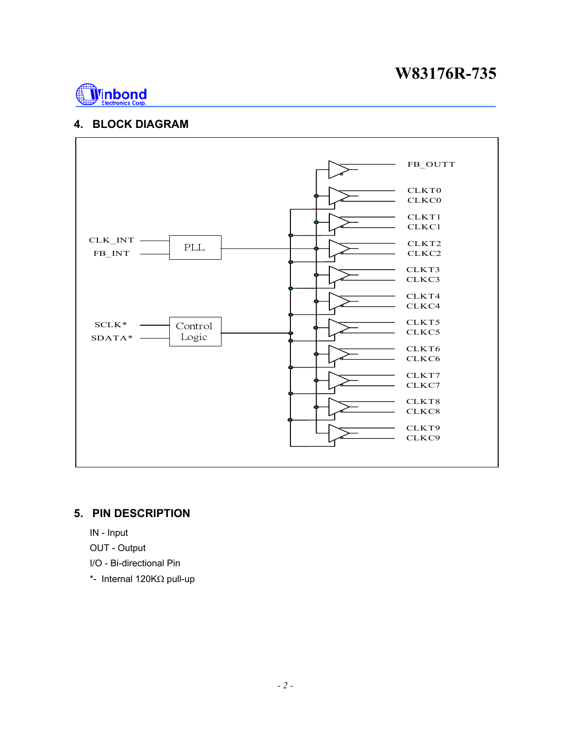## 4. BLOCK DIAGRAM

CLK_INT
FB_INT
PLL

SCLK*
SDATA*
Control Logic

FB_OUTT
CLKT0
CLKC0
CLKT1
CLKC1
CLKT2
CLKC2
CLKT3
CLKC3
CLKT4
CLKC4
CLKT5
CLKC5
CLKT6
CLKC6
CLKT7
CLKC7
CLKT8
CLKC8
CLKT9
CLKC9

## 5. PIN DESCRIPTION

IN - Input

OUT - Output

I/O - Bi-directional Pin

*- Internal 120KΩ pull-up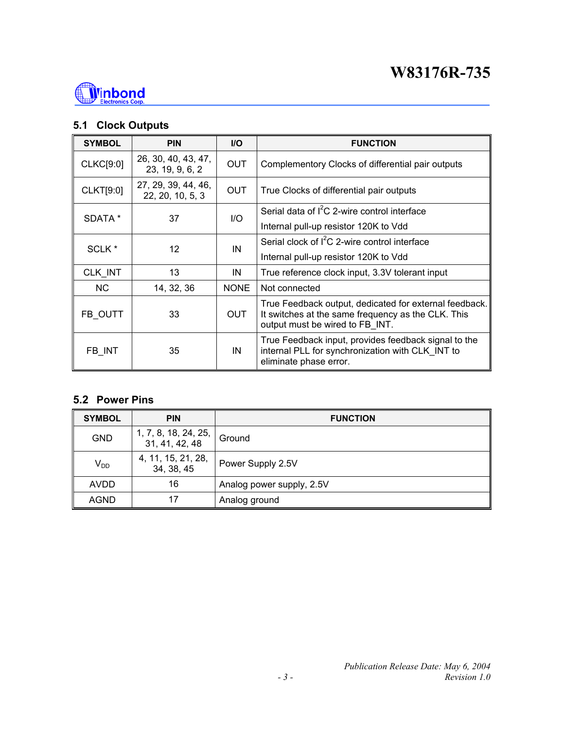### 5.1 Clock Outputs

| SYMBOL | PIN | I/O | FUNCTION |
|---|---|---|---|
| CLKC[9:0] | 26, 30, 40, 43, 47, 23, 19, 9, 6, 2 | OUT | Complementory Clocks of differential pair outputs |
| CLKT[9:0] | 27, 29, 39, 44, 46, 22, 20, 10, 5, 3 | OUT | True Clocks of differential pair outputs |
| SDATA * | 37 | I/O | Serial data of $I^2C$ 2-wire control interface<br>Internal pull-up resistor 120K to Vdd |
| SCLK * | 12 | IN | Serial clock of $I^2C$ 2-wire control interface<br>Internal pull-up resistor 120K to Vdd |
| CLK_INT | 13 | IN | True reference clock input, 3.3V tolerant input |
| NC | 14, 32, 36 | NONE | Not connected |
| FB_OUTT | 33 | OUT | True Feedback output, dedicated for external feedback. It switches at the same frequency as the CLK. This output must be wired to FB_INT. |
| FB_INT | 35 | IN | True Feedback input, provides feedback signal to the internal PLL for synchronization with CLK_INT to eliminate phase error. |

### 5.2 Power Pins

| SYMBOL | PIN | FUNCTION |
|---|---|---|
| GND | 1, 7, 8, 18, 24, 25, 31, 41, 42, 48 | Ground |
| $V_{DD}$ | 4, 11, 15, 21, 28, 34, 38, 45 | Power Supply 2.5V |
| AVDD | 16 | Analog power supply, 2.5V |
| AGND | 17 | Analog ground |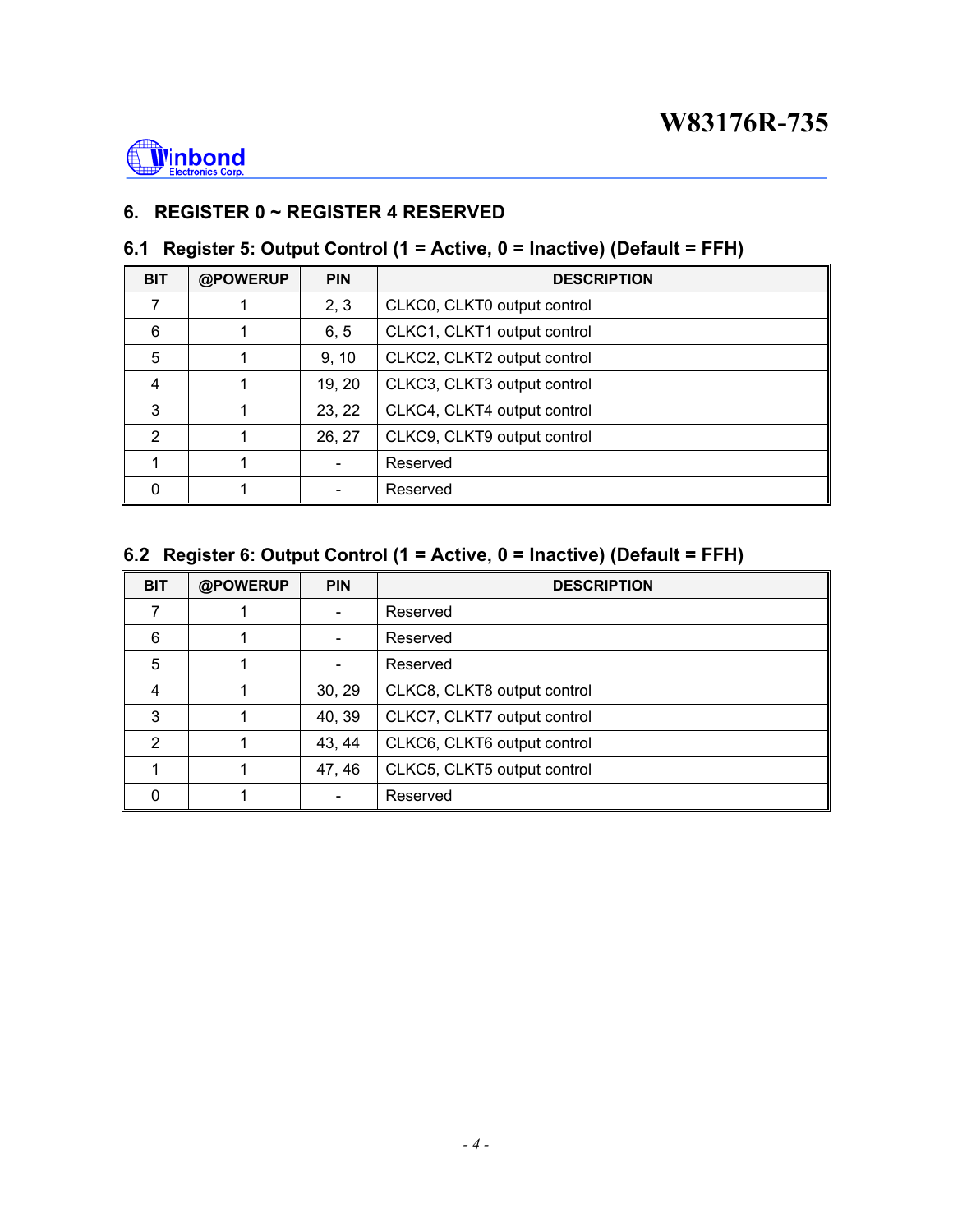## 6. REGISTER 0 ~ REGISTER 4 RESERVED

### 6.1 Register 5: Output Control (1 = Active, 0 = Inactive) (Default = FFH)

| BIT | @POWERUP | PIN | DESCRIPTION |
|---|---|---|---|
| 7 | 1 | 2, 3 | CLKC0, CLKT0 output control |
| 6 | 1 | 6, 5 | CLKC1, CLKT1 output control |
| 5 | 1 | 9, 10 | CLKC2, CLKT2 output control |
| 4 | 1 | 19, 20 | CLKC3, CLKT3 output control |
| 3 | 1 | 23, 22 | CLKC4, CLKT4 output control |
| 2 | 1 | 26, 27 | CLKC9, CLKT9 output control |
| 1 | 1 | - | Reserved |
| 0 | 1 | - | Reserved |

### 6.2 Register 6: Output Control (1 = Active, 0 = Inactive) (Default = FFH)

| BIT | @POWERUP | PIN | DESCRIPTION |
|---|---|---|---|
| 7 | 1 | - | Reserved |
| 6 | 1 | - | Reserved |
| 5 | 1 | - | Reserved |
| 4 | 1 | 30, 29 | CLKC8, CLKT8 output control |
| 3 | 1 | 40, 39 | CLKC7, CLKT7 output control |
| 2 | 1 | 43, 44 | CLKC6, CLKT6 output control |
| 1 | 1 | 47, 46 | CLKC5, CLKT5 output control |
| 0 | 1 | - | Reserved |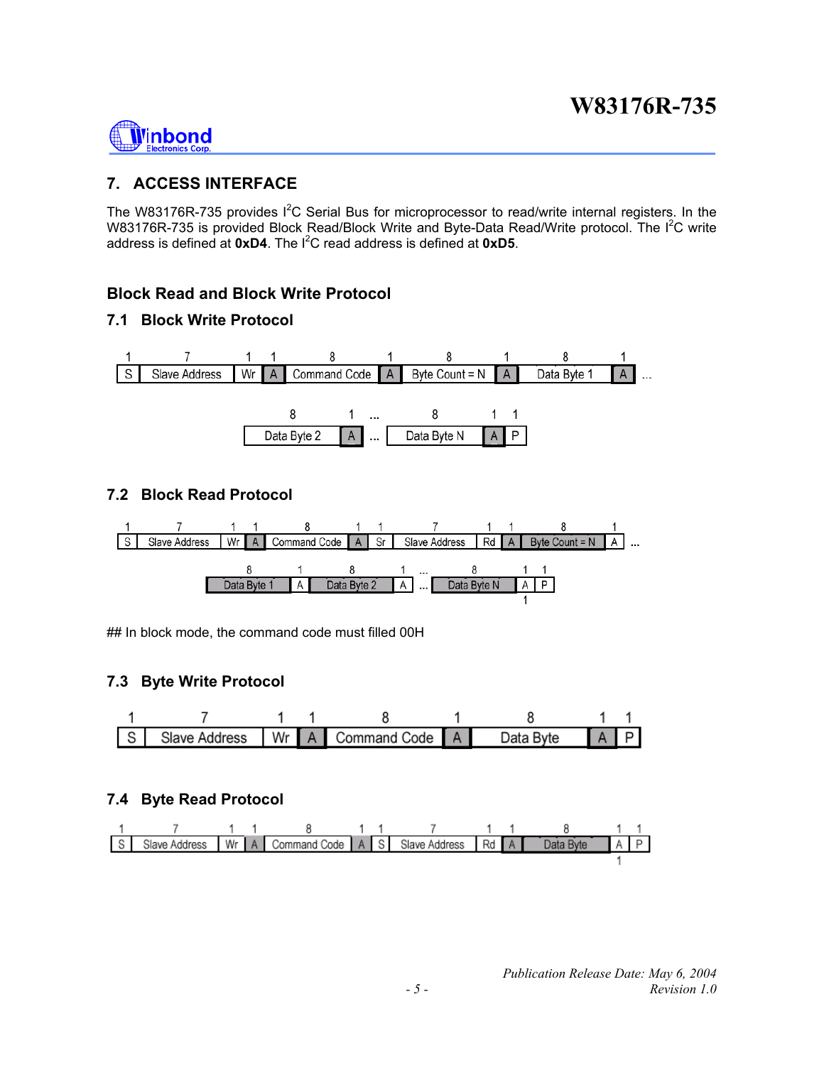## 7. ACCESS INTERFACE

The W83176R-735 provides I$^2$C Serial Bus for microprocessor to read/write internal registers. In the W83176R-735 is provided Block Read/Block Write and Byte-Data Read/Write protocol. The I$^2$C write address is defined at **0xD4**. The I$^2$C read address is defined at **0xD5**.

### Block Read and Block Write Protocol

### 7.1 Block Write Protocol

| 1 | 7 | 1 | 1 | 8 | 1 | 8 | 1 | 8 | 1 | |
|---|---|---|---|---|---|---|---|---|---|---|
| S | Slave Address | Wr | A | Command Code | A | Byte Count = N | A | Data Byte 1 | A | ... |

| 8 | 1 | ... | 8 | 1 | 1 |
|---|---|---|---|---|---|
| Data Byte 2 | A | ... | Data Byte N | A | P |

### 7.2 Block Read Protocol

| 1 | 7 | 1 | 1 | 8 | 1 | 1 | 7 | 1 | 1 | 8 | 1 | |
|---|---|---|---|---|---|---|---|---|---|---|---|---|
| S | Slave Address | Wr | A | Command Code | A | Sr | Slave Address | Rd | A | Byte Count = N | A | ... |

| 8 | 1 | 8 | 1 | ... | 8 | 1 | 1 |
|---|---|---|---|---|---|---|---|
| Data Byte 1 | A | Data Byte 2 | A | ... | Data Byte N | A | P |
| | | | | | | 1 | |

## In block mode, the command code must filled 00H

### 7.3 Byte Write Protocol

| 1 | 7 | 1 | 1 | 8 | 1 | 8 | 1 | 1 |
|---|---|---|---|---|---|---|---|---|
| S | Slave Address | Wr | A | Command Code | A | Data Byte | A | P |

### 7.4 Byte Read Protocol

| 1 | 7 | 1 | 1 | 8 | 1 | 1 | 7 | 1 | 1 | 8 | 1 | 1 |
|---|---|---|---|---|---|---|---|---|---|---|---|---|
| S | Slave Address | Wr | A | Command Code | A | S | Slave Address | Rd | A | Data Byte | A | P |
| | | | | | | | | | | | 1 | |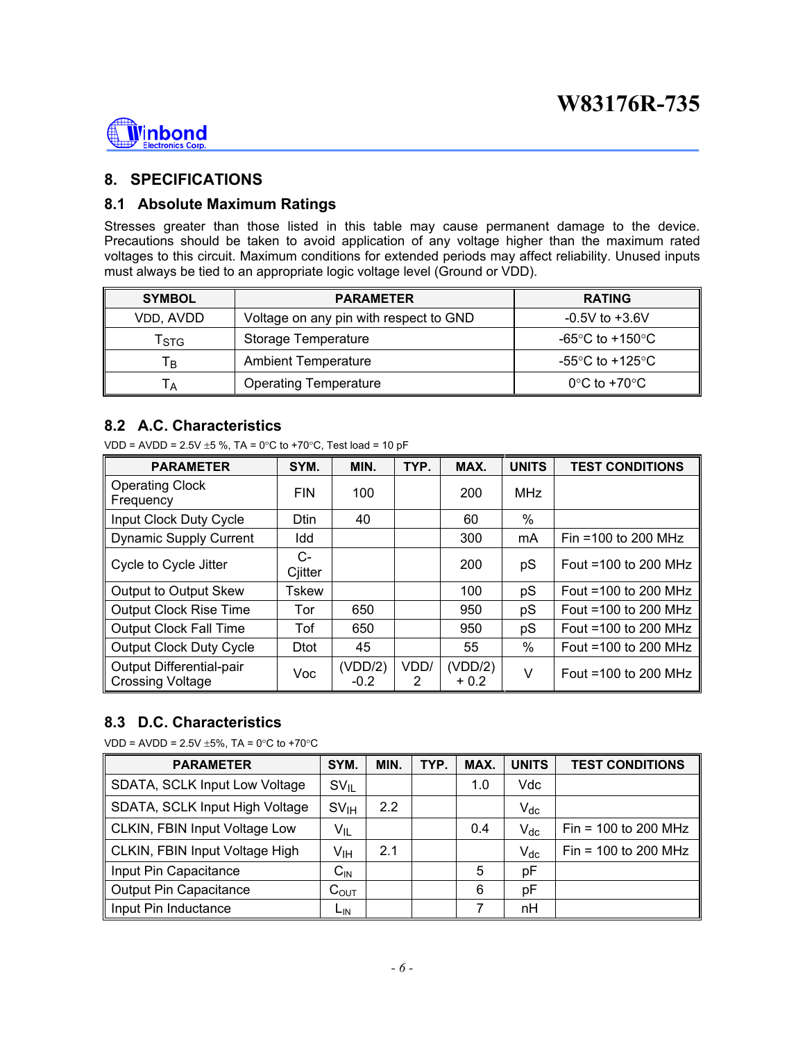## 8. SPECIFICATIONS

### 8.1 Absolute Maximum Ratings

Stresses greater than those listed in this table may cause permanent damage to the device. Precautions should be taken to avoid application of any voltage higher than the maximum rated voltages to this circuit. Maximum conditions for extended periods may affect reliability. Unused inputs must always be tied to an appropriate logic voltage level (Ground or VDD).

| SYMBOL | PARAMETER | RATING |
|---|---|---|
| VDD, AVDD | Voltage on any pin with respect to GND | -0.5V to +3.6V |
| $T_{STG}$ | Storage Temperature | -65°C to +150°C |
| $T_B$ | Ambient Temperature | -55°C to +125°C |
| $T_A$ | Operating Temperature | 0°C to +70°C |

### 8.2 A.C. Characteristics

VDD = AVDD = 2.5V ±5 %, TA = 0°C to +70°C, Test load = 10 pF

| PARAMETER | SYM. | MIN. | TYP. | MAX. | UNITS | TEST CONDITIONS |
|---|---|---|---|---|---|---|
| Operating Clock Frequency | FIN | 100 | | 200 | MHz | |
| Input Clock Duty Cycle | Dtin | 40 | | 60 | % | |
| Dynamic Supply Current | Idd | | | 300 | mA | Fin =100 to 200 MHz |
| Cycle to Cycle Jitter | C-Cjitter | | | 200 | pS | Fout =100 to 200 MHz |
| Output to Output Skew | Tskew | | | 100 | pS | Fout =100 to 200 MHz |
| Output Clock Rise Time | Tor | 650 | | 950 | pS | Fout =100 to 200 MHz |
| Output Clock Fall Time | Tof | 650 | | 950 | pS | Fout =100 to 200 MHz |
| Output Clock Duty Cycle | Dtot | 45 | | 55 | % | Fout =100 to 200 MHz |
| Output Differential-pair Crossing Voltage | Voc | (VDD/2) -0.2 | VDD/2 | (VDD/2) + 0.2 | V | Fout =100 to 200 MHz |

### 8.3 D.C. Characteristics

VDD = AVDD = 2.5V ±5%, TA = 0°C to +70°C

| PARAMETER | SYM. | MIN. | TYP. | MAX. | UNITS | TEST CONDITIONS |
|---|---|---|---|---|---|---|
| SDATA, SCLK Input Low Voltage | $SV_{IL}$ | | | 1.0 | Vdc | |
| SDATA, SCLK Input High Voltage | $SV_{IH}$ | 2.2 | | | $V_{dc}$ | |
| CLKIN, FBIN Input Voltage Low | $V_{IL}$ | | | 0.4 | $V_{dc}$ | Fin = 100 to 200 MHz |
| CLKIN, FBIN Input Voltage High | $V_{IH}$ | 2.1 | | | $V_{dc}$ | Fin = 100 to 200 MHz |
| Input Pin Capacitance | $C_{IN}$ | | | 5 | pF | |
| Output Pin Capacitance | $C_{OUT}$ | | | 6 | pF | |
| Input Pin Inductance | $L_{IN}$ | | | 7 | nH | |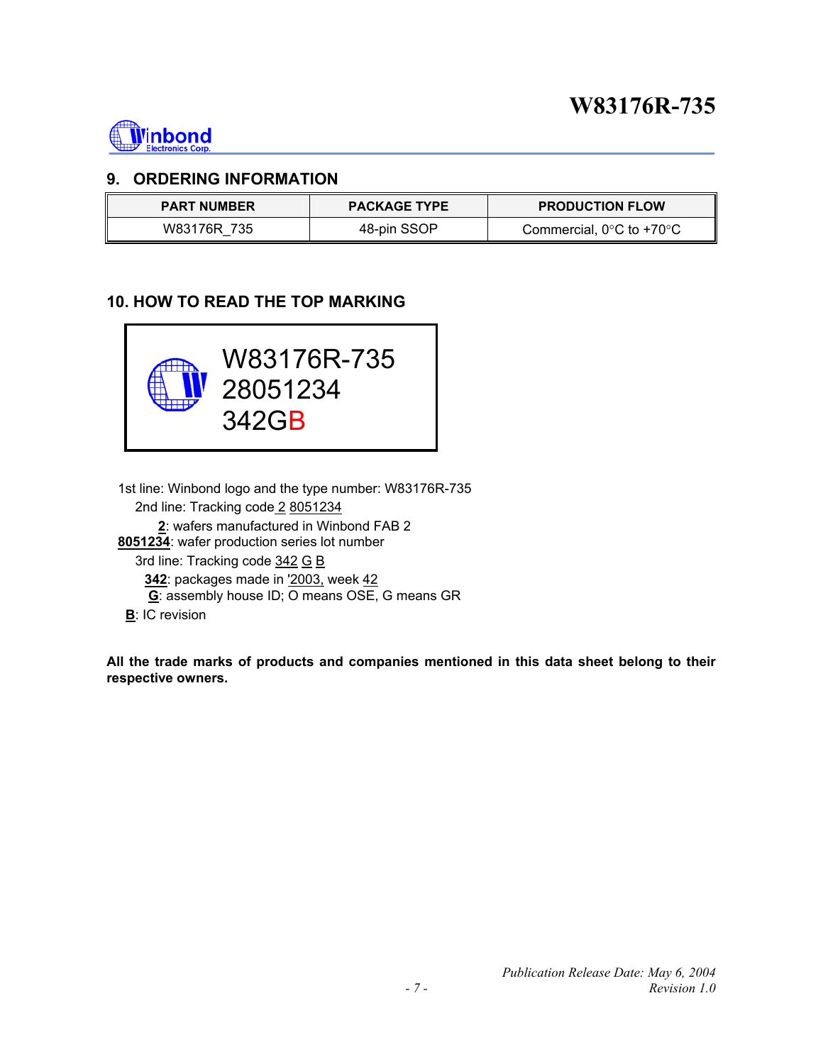## 9. ORDERING INFORMATION

| PART NUMBER | PACKAGE TYPE | PRODUCTION FLOW |
|---|---|---|
| W83176R_735 | 48-pin SSOP | Commercial, 0°C to +70°C |

## 10. HOW TO READ THE TOP MARKING

```
W83176R-735
28051234
342GB
```

1st line: Winbond logo and the type number: W83176R-735

2nd line: Tracking code 2 8051234

**2**: wafers manufactured in Winbond FAB 2

**8051234**: wafer production series lot number

3rd line: Tracking code 342 G B

**342**: packages made in '2003, week 42

**G**: assembly house ID; O means OSE, G means GR

**B**: IC revision

**All the trade marks of products and companies mentioned in this data sheet belong to their respective owners.**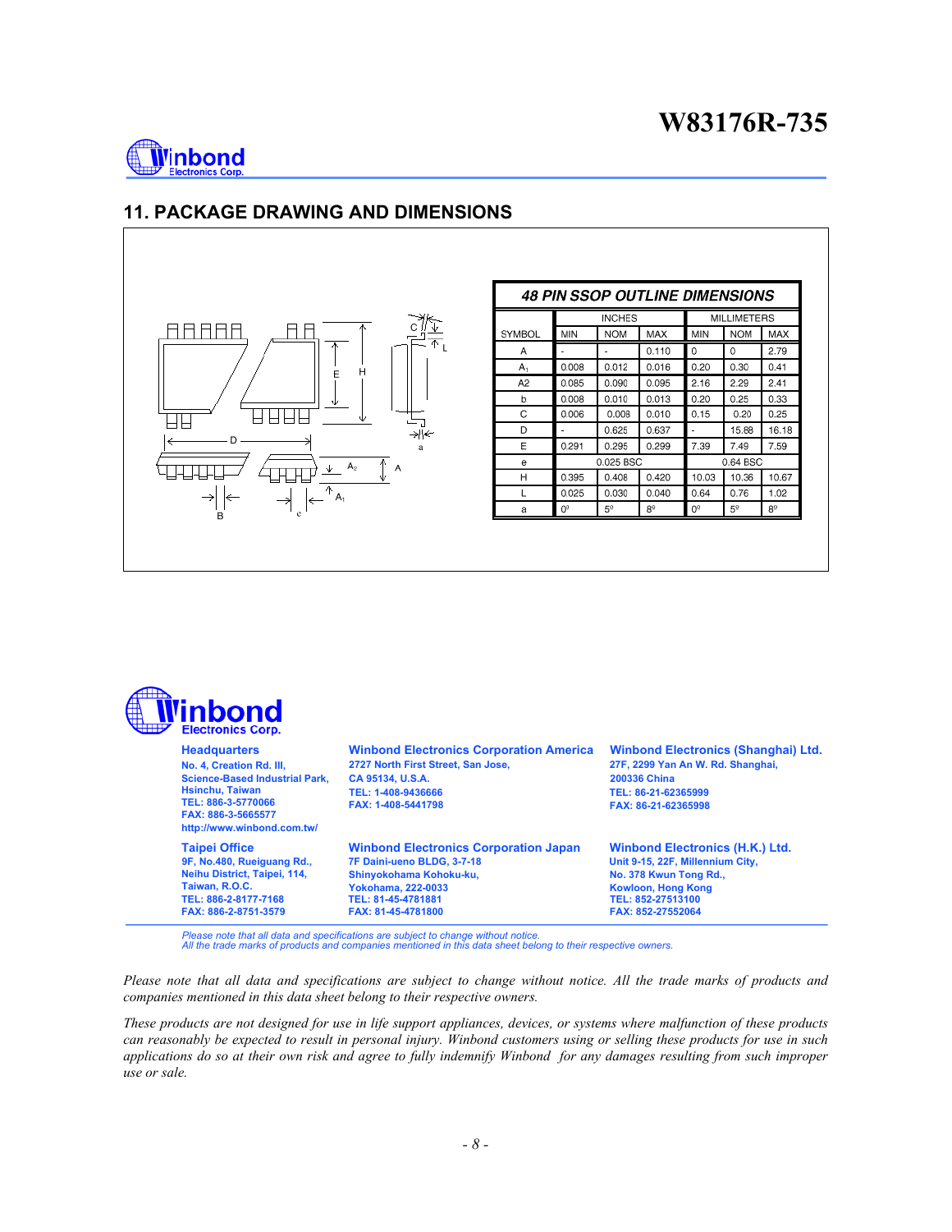## 11. PACKAGE DRAWING AND DIMENSIONS

**48 PIN SSOP OUTLINE DIMENSIONS**

| SYMBOL | INCHES | | | MILLIMETERS | | |
|---|---|---|---|---|---|---|
| | MIN | NOM | MAX | MIN | NOM | MAX |
| A | - | - | 0.110 | 0 | 0 | 2.79 |
| $A_1$ | 0.008 | 0.012 | 0.016 | 0.20 | 0.30 | 0.41 |
| A2 | 0.085 | 0.090 | 0.095 | 2.16 | 2.29 | 2.41 |
| b | 0.008 | 0.010 | 0.013 | 0.20 | 0.25 | 0.33 |
| C | 0.006 | 0.008 | 0.010 | 0.15 | 0.20 | 0.25 |
| D | - | 0.625 | 0.637 | - | 15.88 | 16.18 |
| E | 0.291 | 0.295 | 0.299 | 7.39 | 7.49 | 7.59 |
| e | 0.025 BSC | | | 0.64 BSC | | |
| H | 0.395 | 0.408 | 0.420 | 10.03 | 10.36 | 10.67 |
| L | 0.025 | 0.030 | 0.040 | 0.64 | 0.76 | 1.02 |
| a | 0° | 5° | 8° | 0° | 5° | 8° |

**Winbond Electronics Corp.**

**Headquarters**
No. 4, Creation Rd. III,
Science-Based Industrial Park,
Hsinchu, Taiwan
TEL: 886-3-5770066
FAX: 886-3-5665577
http://www.winbond.com.tw/

**Taipei Office**
9F, No.480, Rueiguang Rd.,
Neihu District, Taipei, 114,
Taiwan, R.O.C.
TEL: 886-2-8177-7168
FAX: 886-2-8751-3579

**Winbond Electronics Corporation America**
2727 North First Street, San Jose,
CA 95134, U.S.A.
TEL: 1-408-9436666
FAX: 1-408-5441798

**Winbond Electronics Corporation Japan**
7F Daini-ueno BLDG, 3-7-18
Shinyokohama Kohoku-ku,
Yokohama, 222-0033
TEL: 81-45-4781881
FAX: 81-45-4781800

**Winbond Electronics (Shanghai) Ltd.**
27F, 2299 Yan An W. Rd. Shanghai,
200336 China
TEL: 86-21-62365999
FAX: 86-21-62365998

**Winbond Electronics (H.K.) Ltd.**
Unit 9-15, 22F, Millennium City,
No. 378 Kwun Tong Rd.,
Kowloon, Hong Kong
TEL: 852-27513100
FAX: 852-27552064

*Please note that all data and specifications are subject to change without notice.*
*All the trade marks of products and companies mentioned in this data sheet belong to their respective owners.*

*Please note that all data and specifications are subject to change without notice. All the trade marks of products and companies mentioned in this data sheet belong to their respective owners.*

*These products are not designed for use in life support appliances, devices, or systems where malfunction of these products can reasonably be expected to result in personal injury. Winbond customers using or selling these products for use in such applications do so at their own risk and agree to fully indemnify Winbond for any damages resulting from such improper use or sale.*